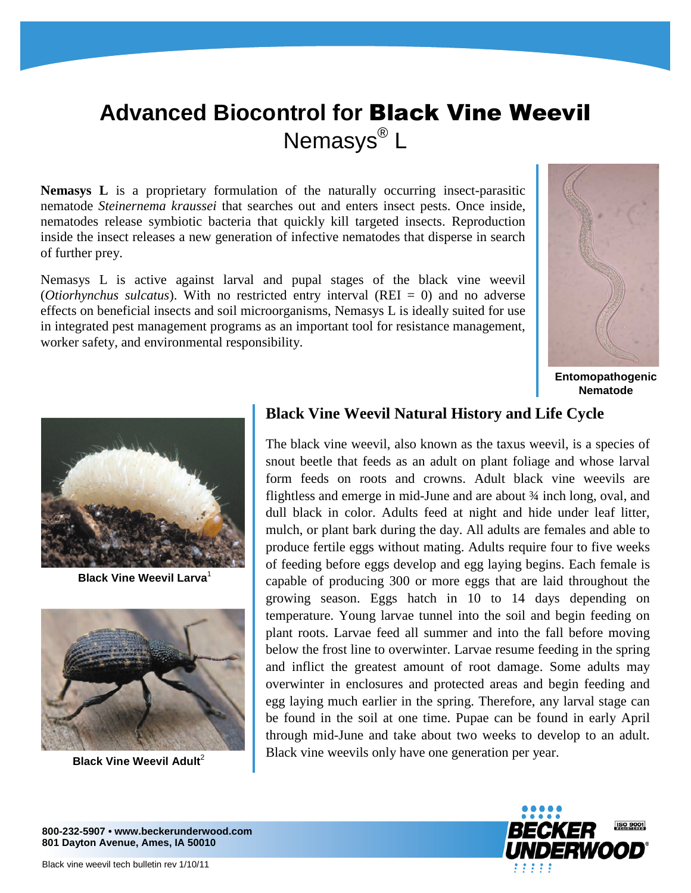# Advanced Biocontrol for Black Vine Weevil

## Nemasys® L

**Nemasys L** is a proprietary formulation of the naturally occurring insect-parasitic nematode *Steinernema kraussei* that searches out and enters insect pests. Once inside, nematodes release symbiotic bacteria that quickly kill targeted insects. Reproduction inside the insect releases a new generation of infective nematodes that disperse in search of further prey.

Nemasys L is active against larval and pupal stages of the black vine weevil (*Otiorhynchus sulcatus*). With no restricted entry interval (REI = 0) and no adverse effects on beneficial insects and soil microorganisms, Nemasys L is ideally suited for use in integrated pest management programs as an important tool for resistance management, worker safety, and environmental responsibility.

**Entomopathogenic Nematode**

**Black Vine Weevil Larva**[1]

**Black Vine Weevil Adult**[2]

## Black Vine Weevil Natural History and Life Cycle

The black vine weevil, also known as the taxus weevil, is a species of snout beetle that feeds as an adult on plant foliage and whose larval form feeds on roots and crowns. Adult black vine weevils are flightless and emerge in mid-June and are about ¾ inch long, oval, and dull black in color. Adults feed at night and hide under leaf litter, mulch, or plant bark during the day. All adults are females and able to produce fertile eggs without mating. Adults require four to five weeks of feeding before eggs develop and egg laying begins. Each female is capable of producing 300 or more eggs that are laid throughout the growing season. Eggs hatch in 10 to 14 days depending on temperature. Young larvae tunnel into the soil and begin feeding on plant roots. Larvae feed all summer and into the fall before moving below the frost line to overwinter. Larvae resume feeding in the spring and inflict the greatest amount of root damage. Some adults may overwinter in enclosures and protected areas and begin feeding and egg laying much earlier in the spring. Therefore, any larval stage can be found in the soil at one time. Pupae can be found in early April through mid-June and take about two weeks to develop to an adult. Black vine weevils only have one generation per year.

**800-232-5907 • www.beckerunderwood.com**
**801 Dayton Avenue, Ames, IA 50010**

BECKER UNDERWOOD® ISO 9001 REGISTERED

Black vine weevil tech bulletin rev 1/10/11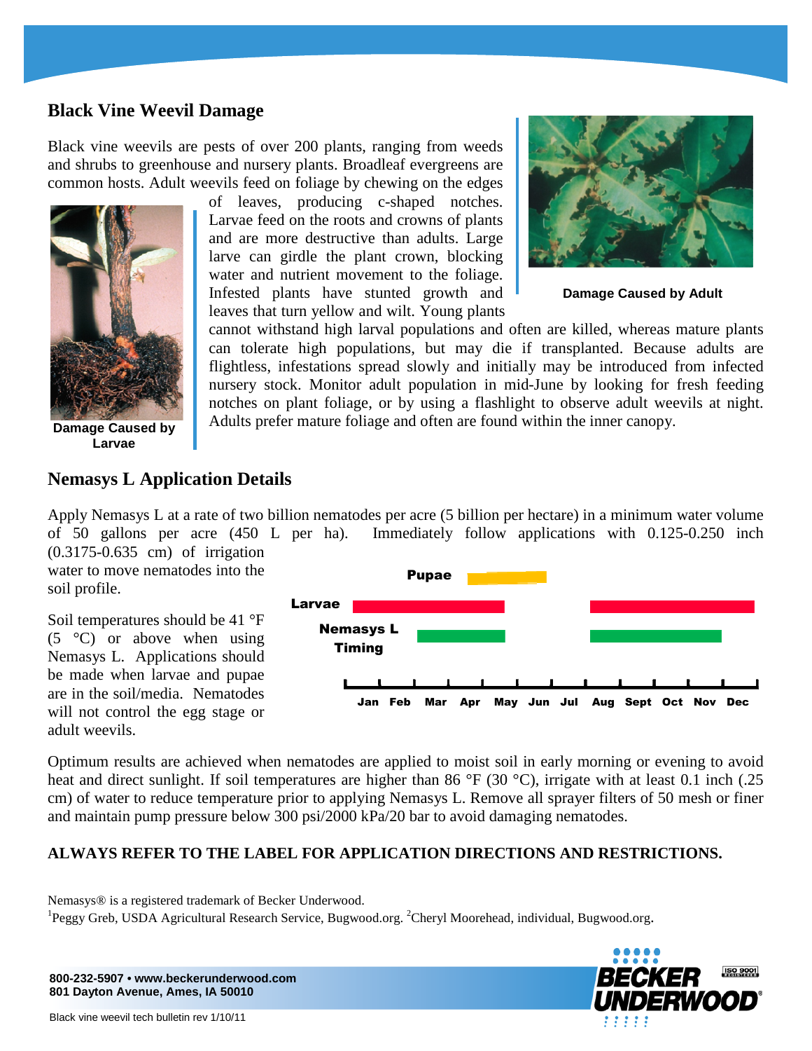## Black Vine Weevil Damage

Black vine weevils are pests of over 200 plants, ranging from weeds and shrubs to greenhouse and nursery plants. Broadleaf evergreens are common hosts. Adult weevils feed on foliage by chewing on the edges of leaves, producing c-shaped notches. Larvae feed on the roots and crowns of plants and are more destructive than adults. Large larve can girdle the plant crown, blocking water and nutrient movement to the foliage. Infested plants have stunted growth and leaves that turn yellow and wilt. Young plants cannot withstand high larval populations and often are killed, whereas mature plants can tolerate high populations, but may die if transplanted. Because adults are flightless, infestations spread slowly and initially may be introduced from infected nursery stock. Monitor adult population in mid-June by looking for fresh feeding notches on plant foliage, or by using a flashlight to observe adult weevils at night. Adults prefer mature foliage and often are found within the inner canopy.

Damage Caused by Larvae

Damage Caused by Adult

## Nemasys L Application Details

Apply Nemasys L at a rate of two billion nematodes per acre (5 billion per hectare) in a minimum water volume of 50 gallons per acre (450 L per ha). Immediately follow applications with 0.125-0.250 inch (0.3175-0.635 cm) of irrigation water to move nematodes into the soil profile.

Soil temperatures should be 41 °F (5 °C) or above when using Nemasys L. Applications should be made when larvae and pupae are in the soil/media. Nematodes will not control the egg stage or adult weevils.

Pupae

Larvae

Nemasys L Timing

Jan Feb Mar Apr May Jun Jul Aug Sept Oct Nov Dec

Optimum results are achieved when nematodes are applied to moist soil in early morning or evening to avoid heat and direct sunlight. If soil temperatures are higher than 86 °F (30 °C), irrigate with at least 0.1 inch (.25 cm) of water to reduce temperature prior to applying Nemasys L. Remove all sprayer filters of 50 mesh or finer and maintain pump pressure below 300 psi/2000 kPa/20 bar to avoid damaging nematodes.

**ALWAYS REFER TO THE LABEL FOR APPLICATION DIRECTIONS AND RESTRICTIONS.**

Nemasys® is a registered trademark of Becker Underwood.

[1]Peggy Greb, USDA Agricultural Research Service, Bugwood.org. [2]Cheryl Moorehead, individual, Bugwood.org.

**800-232-5907 • www.beckerunderwood.com**
**801 Dayton Avenue, Ames, IA 50010**

BECKER UNDERWOOD® ISO 9001 REGISTERED

Black vine weevil tech bulletin rev 1/10/11